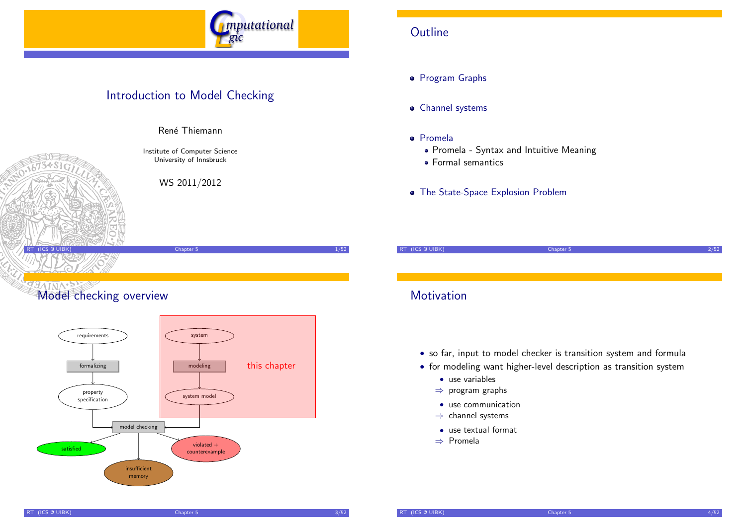# Introduction to Model Checking

René Thiemann

Institute of Computer Science
University of Innsbruck

WS 2011/2012

## Outline

- Program Graphs
- Channel systems
- Promela
  - Promela - Syntax and Intuitive Meaning
  - Formal semantics
- The State-Space Explosion Problem

## Model checking overview

requirements → formalizing → property specification

system → modeling → system model (this chapter)

property specification, system model → model checking → satisfied / insufficient memory / violated + counterexample

## Motivation

- so far, input to model checker is transition system and formula
- for modeling want higher-level description as transition system
  - use variables
  
  ⇒ program graphs
  - use communication
  
  ⇒ channel systems
  - use textual format
  
  ⇒ Promela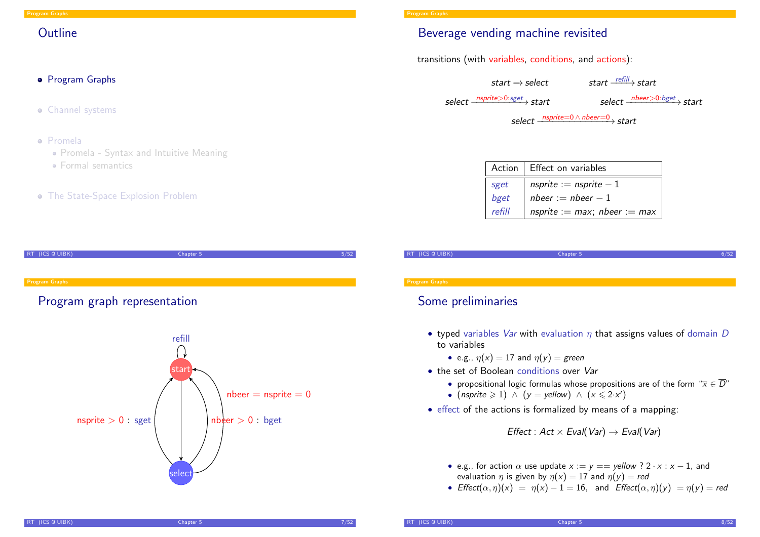## Outline

- Program Graphs
- Channel systems
- Promela
  - Promela - Syntax and Intuitive Meaning
  - Formal semantics
- The State-Space Explosion Problem

## Beverage vending machine revisited

transitions (with variables, conditions, and actions):

$$start \longrightarrow select \qquad start \xrightarrow{refill} start$$

$$select \xrightarrow{nsprite>0:sget} start \qquad select \xrightarrow{nbeer>0:bget} start$$

$$select \xrightarrow{nsprite=0 \wedge nbeer=0} start$$

| Action | Effect on variables |
|---|---|
| *sget* | $nsprite := nsprite - 1$ |
| *bget* | $nbeer := nbeer - 1$ |
| *refill* | $nsprite := max;\ nbeer := max$ |

## Program graph representation

refill

start

select

nsprite $> 0$ : sget

nbeer $> 0$ : bget

nbeer $=$ nsprite $= 0$

## Some preliminaries

- typed variables *Var* with evaluation $\eta$ that assigns values of domain $D$ to variables
  - e.g., $\eta(x) = 17$ and $\eta(y) = green$
- the set of Boolean conditions over *Var*
  - propositional logic formulas whose propositions are of the form "$\overline{x} \in \overline{D}$"
  - $(nsprite \geqslant 1) \;\wedge\; (y = yellow) \;\wedge\; (x \leqslant 2{\cdot}x')$
- effect of the actions is formalized by means of a mapping:

$$Effect : Act \times Eval(Var) \rightarrow Eval(Var)$$

  - e.g., for action $\alpha$ use update $x := y == yellow \;?\; 2 \cdot x : x - 1$, and evaluation $\eta$ is given by $\eta(x) = 17$ and $\eta(y) = red$
  - $Effect(\alpha, \eta)(x) \;=\; \eta(x) - 1 = 16$, and $Effect(\alpha, \eta)(y) \;= \eta(y) = red$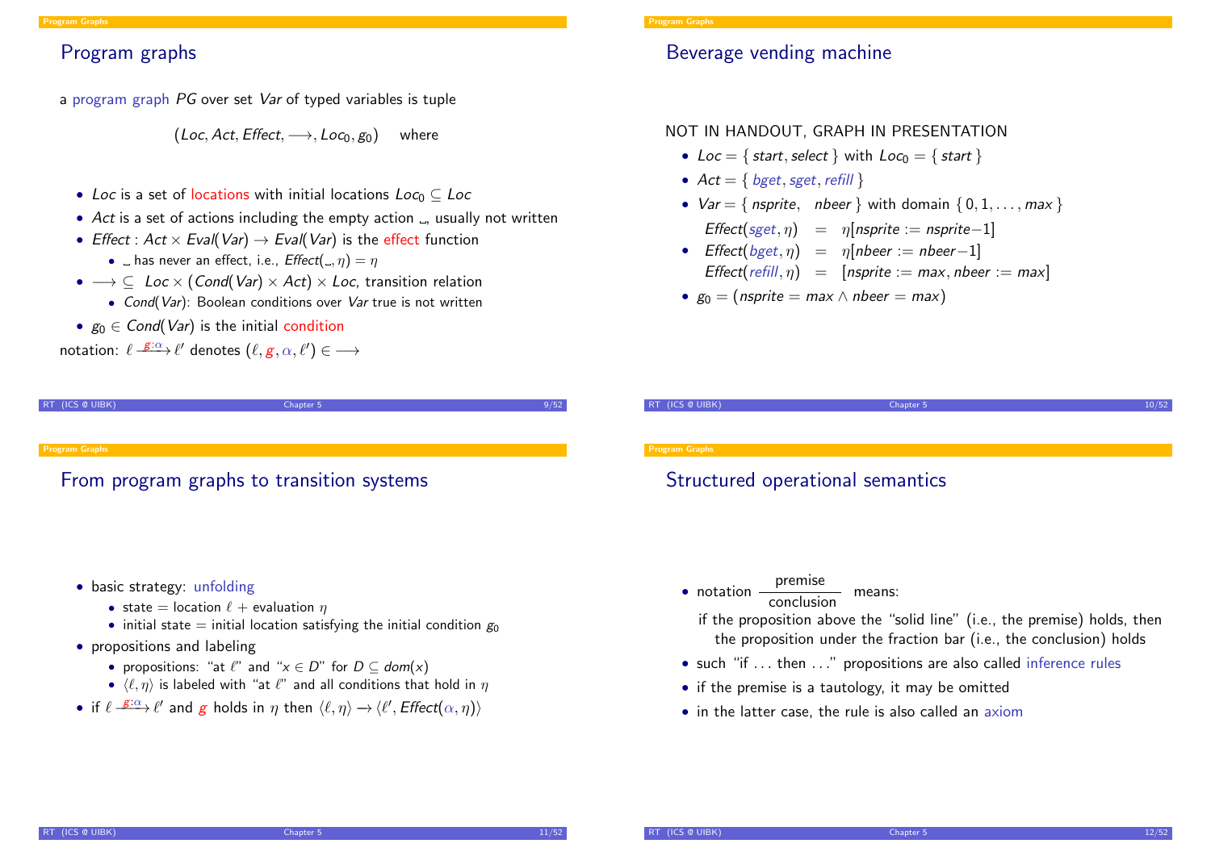## Program graphs

a program graph *PG* over set *Var* of typed variables is tuple

$$(Loc, Act, Effect, \longrightarrow, Loc_0, g_0) \quad \text{where}$$

- *Loc* is a set of locations with initial locations $Loc_0 \subseteq Loc$
- *Act* is a set of actions including the empty action $\_$, usually not written
- $Effect : Act \times Eval(Var) \to Eval(Var)$ is the effect function
  - $\_$ has never an effect, i.e., $Effect(\_, \eta) = \eta$
- $\longrightarrow \subseteq Loc \times (Cond(Var) \times Act) \times Loc$, transition relation
  - $Cond(Var)$: Boolean conditions over *Var* true is not written
- $g_0 \in Cond(Var)$ is the initial condition

notation: $\ell \xrightarrow{g:\alpha} \ell'$ denotes $(\ell, g, \alpha, \ell') \in \longrightarrow$

## Beverage vending machine

NOT IN HANDOUT, GRAPH IN PRESENTATION

- $Loc = \{ start, select \}$ with $Loc_0 = \{ start \}$
- $Act = \{ bget, sget, refill \}$
- $Var = \{ nsprite, \ \ nbeer \}$ with domain $\{ 0, 1, \ldots, max \}$

$$Effect(sget, \eta) = \eta[nsprite := nsprite - 1]$$

- $Effect(bget, \eta) = \eta[nbeer := nbeer - 1]$

$$Effect(refill, \eta) = [nsprite := max, nbeer := max]$$

- $g_0 = (nsprite = max \wedge nbeer = max)$

## From program graphs to transition systems

- basic strategy: unfolding
  - state = location $\ell$ + evaluation $\eta$
  - initial state = initial location satisfying the initial condition $g_0$
- propositions and labeling
  - propositions: "at $\ell$" and "$x \in D$" for $D \subseteq dom(x)$
  - $\langle \ell, \eta \rangle$ is labeled with "at $\ell$" and all conditions that hold in $\eta$
- if $\ell \xrightarrow{g:\alpha} \ell'$ and $g$ holds in $\eta$ then $\langle \ell, \eta \rangle \to \langle \ell', Effect(\alpha, \eta) \rangle$

## Structured operational semantics

- notation $\dfrac{\text{premise}}{\text{conclusion}}$ means:

  if the proposition above the "solid line" (i.e., the premise) holds, then the proposition under the fraction bar (i.e., the conclusion) holds
- such "if ... then ..." propositions are also called inference rules
- if the premise is a tautology, it may be omitted
- in the latter case, the rule is also called an axiom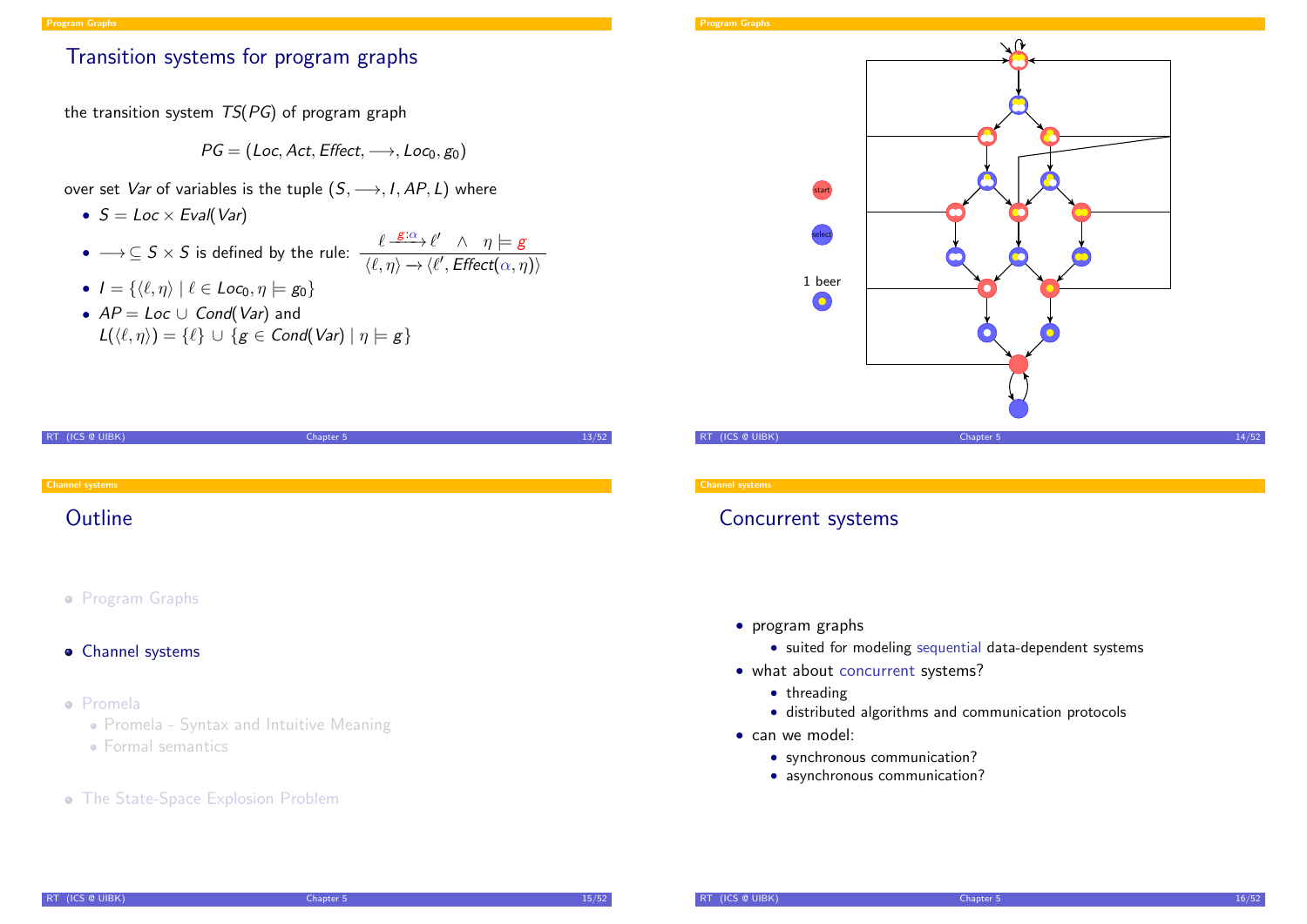## Transition systems for program graphs

the transition system $TS(PG)$ of program graph

$$PG = (Loc, Act, Effect, \longrightarrow, Loc_0, g_0)$$

over set $Var$ of variables is the tuple $(S, \longrightarrow, I, AP, L)$ where

- $S = Loc \times Eval(Var)$
- $\longrightarrow \subseteq S \times S$ is defined by the rule: $\dfrac{\ell \xrightarrow{g:\alpha} \ell' \quad \wedge \quad \eta \models g}{\langle \ell, \eta \rangle \rightarrow \langle \ell', Effect(\alpha, \eta) \rangle}$
- $I = \{\langle \ell, \eta \rangle \mid \ell \in Loc_0, \eta \models g_0\}$
- $AP = Loc \cup Cond(Var)$ and $L(\langle \ell, \eta \rangle) = \{\ell\} \cup \{g \in Cond(Var) \mid \eta \models g\}$

start

select

1 beer

## Outline

- Program Graphs
- Channel systems
- Promela
  - Promela - Syntax and Intuitive Meaning
  - Formal semantics
- The State-Space Explosion Problem

## Concurrent systems

- program graphs
  - suited for modeling sequential data-dependent systems
- what about concurrent systems?
  - threading
  - distributed algorithms and communication protocols
- can we model:
  - synchronous communication?
  - asynchronous communication?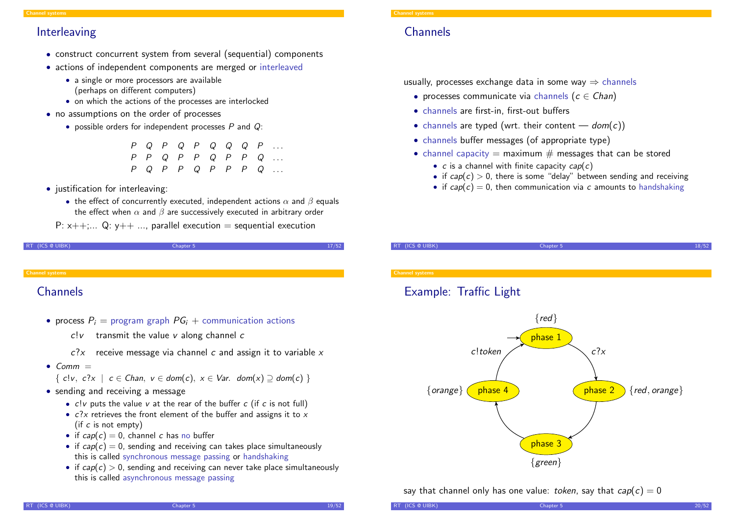## Interleaving

- construct concurrent system from several (sequential) components
- actions of independent components are merged or interleaved
  - a single or more processors are available (perhaps on different computers)
  - on which the actions of the processes are interlocked
- no assumptions on the order of processes
  - possible orders for independent processes $P$ and $Q$:

$$
\begin{array}{cccccccccc}
P & Q & P & Q & P & Q & Q & Q & P & \dots \\
P & P & Q & P & P & Q & P & P & Q & \dots \\
P & Q & P & P & Q & P & P & P & Q & \dots
\end{array}
$$

- justification for interleaving:
  - the effect of concurrently executed, independent actions $\alpha$ and $\beta$ equals the effect when $\alpha$ and $\beta$ are successively executed in arbitrary order

P: x++;... Q: y++ ..., parallel execution = sequential execution

## Channels

usually, processes exchange data in some way $\Rightarrow$ channels

- processes communicate via channels ($c \in \mathit{Chan}$)
- channels are first-in, first-out buffers
- channels are typed (wrt. their content — $\mathit{dom}(c)$)
- channels buffer messages (of appropriate type)
- channel capacity = maximum # messages that can be stored
  - $c$ is a channel with finite capacity $\mathit{cap}(c)$
  - if $\mathit{cap}(c) > 0$, there is some "delay" between sending and receiving
  - if $\mathit{cap}(c) = 0$, then communication via $c$ amounts to handshaking

## Channels

- process $P_i$ = program graph $PG_i$ + communication actions
  - $c!v$ transmit the value $v$ along channel $c$
  - $c?x$ receive message via channel $c$ and assign it to variable $x$
- $\mathit{Comm}$ =

  $\{\ c!v,\ c?x \mid c \in \mathit{Chan},\ v \in \mathit{dom}(c),\ x \in \mathit{Var}.\ \mathit{dom}(x) \supseteq \mathit{dom}(c)\ \}$
- sending and receiving a message
  - $c!v$ puts the value $v$ at the rear of the buffer $c$ (if $c$ is not full)
  - $c?x$ retrieves the front element of the buffer and assigns it to $x$ (if $c$ is not empty)
  - if $\mathit{cap}(c) = 0$, channel $c$ has no buffer
  - if $\mathit{cap}(c) = 0$, sending and receiving can takes place simultaneously this is called synchronous message passing or handshaking
  - if $\mathit{cap}(c) > 0$, sending and receiving can never take place simultaneously this is called asynchronous message passing

## Example: Traffic Light

- phase 1 (initial) $\{\mathit{red}\}$ —$c?x$→ phase 2 $\{\mathit{red}, \mathit{orange}\}$
- phase 2 → phase 3 $\{\mathit{green}\}$
- phase 3 → phase 4 $\{\mathit{orange}\}$
- phase 4 —$c!\mathit{token}$→ phase 1

say that channel only has one value: *token*, say that $\mathit{cap}(c) = 0$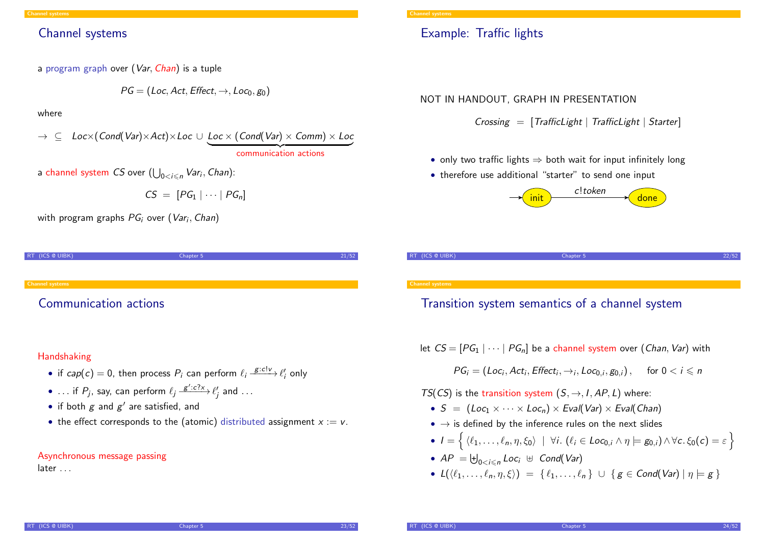## Channel systems

a program graph over $(Var, Chan)$ is a tuple

$$PG = (Loc, Act, Effect, \rightarrow, Loc_0, g_0)$$

where

$$\rightarrow \;\subseteq\; Loc \times (Cond(Var) \times Act) \times Loc \;\cup\; \underbrace{Loc \times (Cond(Var) \times Comm) \times Loc}_{\text{communication actions}}$$

a channel system $CS$ over $(\bigcup_{0<i\leqslant n} Var_i, Chan)$:

$$CS \;=\; [PG_1 \mid \cdots \mid PG_n]$$

with program graphs $PG_i$ over $(Var_i, Chan)$

## Example: Traffic lights

NOT IN HANDOUT, GRAPH IN PRESENTATION

$$Crossing \;=\; [TrafficLight \mid TrafficLight \mid Starter]$$

- only two traffic lights $\Rightarrow$ both wait for input infinitely long
- therefore use additional "starter" to send one input

$$\rightarrow \text{init} \xrightarrow{c!token} \text{done}$$

## Communication actions

**Handshaking**

- if $cap(c) = 0$, then process $P_i$ can perform $\ell_i \xrightarrow{g:c!v} \ell_i'$ only
- ... if $P_j$, say, can perform $\ell_j \xrightarrow{g':c?x} \ell_j'$ and ...
- if both $g$ and $g'$ are satisfied, and
- the effect corresponds to the (atomic) distributed assignment $x := v$.

**Asynchronous message passing**
later ...

## Transition system semantics of a channel system

let $CS = [PG_1 \mid \cdots \mid PG_n]$ be a channel system over $(Chan, Var)$ with

$$PG_i = (Loc_i, Act_i, Effect_i, \rightarrow_i, Loc_{0,i}, g_{0,i}), \quad \text{for } 0 < i \leqslant n$$

$TS(CS)$ is the transition system $(S, \rightarrow, I, AP, L)$ where:

- $S \;=\; (Loc_1 \times \cdots \times Loc_n) \times Eval(Var) \times Eval(Chan)$
- $\rightarrow$ is defined by the inference rules on the next slides
- $I = \left\{ \langle \ell_1, \ldots, \ell_n, \eta, \xi_0 \rangle \;\mid\; \forall i.\ (\ell_i \in Loc_{0,i} \wedge \eta \models g_{0,i}) \wedge \forall c.\ \xi_0(c) = \varepsilon \right\}$
- $AP \;= \biguplus_{0<i\leqslant n} Loc_i \;\uplus\; Cond(Var)$
- $L(\langle \ell_1, \ldots, \ell_n, \eta, \xi \rangle) \;=\; \{\, \ell_1, \ldots, \ell_n \,\} \;\cup\; \{\, g \in Cond(Var) \mid \eta \models g \,\}$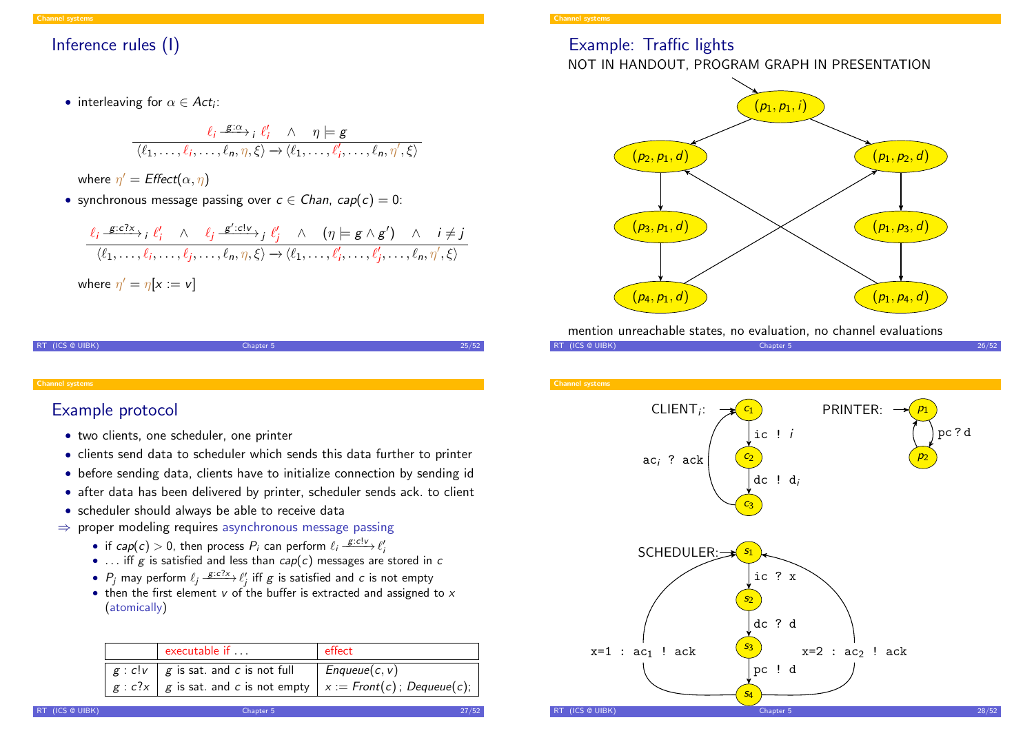## Inference rules (I)

- interleaving for $\alpha \in Act_i$:

$$\frac{\ell_i \xrightarrow{g:\alpha}_i \ell_i' \quad \wedge \quad \eta \models g}{\langle \ell_1, \ldots, \ell_i, \ldots, \ell_n, \eta, \xi \rangle \to \langle \ell_1, \ldots, \ell_i', \ldots, \ell_n, \eta', \xi \rangle}$$

  where $\eta' = Effect(\alpha, \eta)$

- synchronous message passing over $c \in Chan$, $cap(c) = 0$:

$$\frac{\ell_i \xrightarrow{g:c?x}_i \ell_i' \quad \wedge \quad \ell_j \xrightarrow{g':c!v}_j \ell_j' \quad \wedge \quad (\eta \models g \wedge g') \quad \wedge \quad i \neq j}{\langle \ell_1, \ldots, \ell_i, \ldots, \ell_j, \ldots, \ell_n, \eta, \xi \rangle \to \langle \ell_1, \ldots, \ell_i', \ldots, \ell_j', \ldots, \ell_n, \eta', \xi \rangle}$$

  where $\eta' = \eta[x := v]$

## Example: Traffic lights

NOT IN HANDOUT, PROGRAM GRAPH IN PRESENTATION

States: $(p_1, p_1, i)$ (initial), $(p_2, p_1, d)$, $(p_1, p_2, d)$, $(p_3, p_1, d)$, $(p_1, p_3, d)$, $(p_4, p_1, d)$, $(p_1, p_4, d)$

Transitions: $(p_1,p_1,i) \to (p_2,p_1,d)$, $(p_1,p_1,i) \to (p_1,p_2,d)$, $(p_2,p_1,d) \to (p_3,p_1,d) \to (p_4,p_1,d) \to (p_1,p_2,d)$, $(p_1,p_2,d) \to (p_1,p_3,d) \to (p_1,p_4,d) \to (p_2,p_1,d)$

mention unreachable states, no evaluation, no channel evaluations

## Example protocol

- two clients, one scheduler, one printer
- clients send data to scheduler which sends this data further to printer
- before sending data, clients have to initialize connection by sending id
- after data has been delivered by printer, scheduler sends ack. to client
- scheduler should always be able to receive data

$\Rightarrow$ proper modeling requires asynchronous message passing

- if $cap(c) > 0$, then process $P_i$ can perform $\ell_i \xrightarrow{g:c!v} \ell_i'$
- ... iff $g$ is satisfied and less than $cap(c)$ messages are stored in $c$
- $P_j$ may perform $\ell_j \xrightarrow{g:c?x} \ell_j'$ iff $g$ is satisfied and $c$ is not empty
- then the first element $v$ of the buffer is extracted and assigned to $x$ (atomically)

| | executable if ... | effect |
|---|---|---|
| $g : c!v$ | $g$ is sat. and $c$ is not full | $Enqueue(c, v)$ |
| $g : c?x$ | $g$ is sat. and $c$ is not empty | $x := Front(c)$ ; $Dequeue(c)$; |

CLIENT$_i$: $c_1 \xrightarrow{\texttt{ic ! } i} c_2 \xrightarrow{\texttt{dc ! d}_i} c_3 \xrightarrow{\texttt{ac}_i \texttt{ ? ack}} c_1$

PRINTER: $p_1 \xrightarrow{\texttt{pc ? d}} p_2 \to p_1$

SCHEDULER: $s_1 \xrightarrow{\texttt{ic ? x}} s_2 \xrightarrow{\texttt{dc ? d}} s_3 \xrightarrow{\texttt{pc ! d}} s_4$; $s_4 \xrightarrow{\texttt{x=1 : ac}_1 \texttt{ ! ack}} s_1$; $s_4 \xrightarrow{\texttt{x=2 : ac}_2 \texttt{ ! ack}} s_1$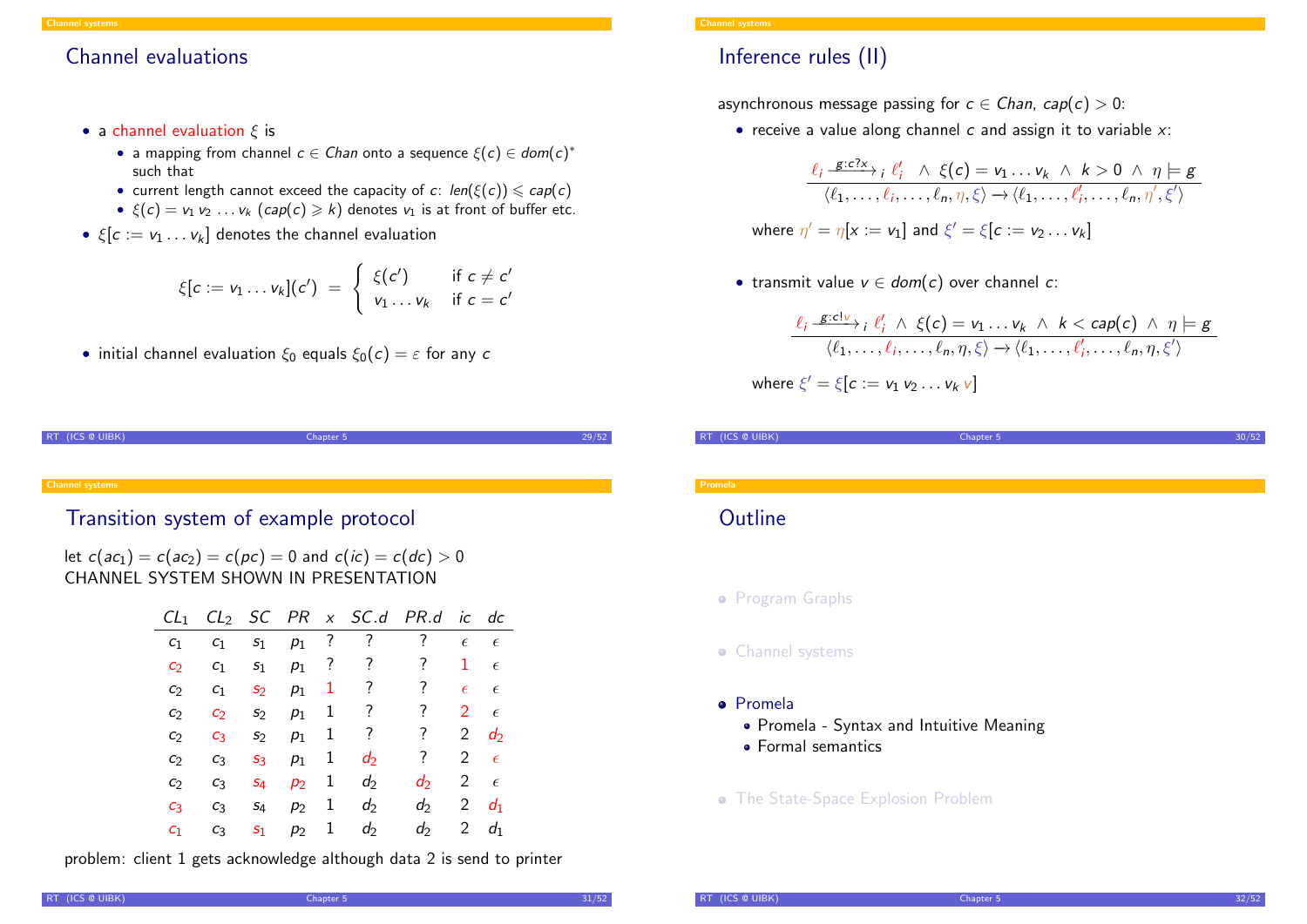## Channel evaluations

- a channel evaluation $\xi$ is
  - a mapping from channel $c \in Chan$ onto a sequence $\xi(c) \in dom(c)^*$ such that
  - current length cannot exceed the capacity of $c$: $len(\xi(c)) \leqslant cap(c)$
  - $\xi(c) = v_1\, v_2\, \ldots v_k$ ($cap(c) \geqslant k$) denotes $v_1$ is at front of buffer etc.
- $\xi[c := v_1 \ldots v_k]$ denotes the channel evaluation

$$\xi[c := v_1 \ldots v_k](c') \ = \ \begin{cases} \xi(c') & \text{if } c \neq c' \\ v_1 \ldots v_k & \text{if } c = c' \end{cases}$$

- initial channel evaluation $\xi_0$ equals $\xi_0(c) = \varepsilon$ for any $c$

## Inference rules (II)

asynchronous message passing for $c \in Chan$, $cap(c) > 0$:

- receive a value along channel $c$ and assign it to variable $x$:

$$\frac{\ell_i \xrightarrow{g:c?x}_i \ell_i' \ \wedge \ \xi(c) = v_1 \ldots v_k \ \wedge \ k > 0 \ \wedge \ \eta \models g}{\langle \ell_1, \ldots, \ell_i, \ldots, \ell_n, \eta, \xi \rangle \rightarrow \langle \ell_1, \ldots, \ell_i', \ldots, \ell_n, \eta', \xi' \rangle}$$

where $\eta' = \eta[x := v_1]$ and $\xi' = \xi[c := v_2 \ldots v_k]$

- transmit value $v \in dom(c)$ over channel $c$:

$$\frac{\ell_i \xrightarrow{g:c!v}_i \ell_i' \ \wedge \ \xi(c) = v_1 \ldots v_k \ \wedge \ k < cap(c) \ \wedge \ \eta \models g}{\langle \ell_1, \ldots, \ell_i, \ldots, \ell_n, \eta, \xi \rangle \rightarrow \langle \ell_1, \ldots, \ell_i', \ldots, \ell_n, \eta, \xi' \rangle}$$

where $\xi' = \xi[c := v_1\, v_2 \ldots v_k\, v]$

## Transition system of example protocol

let $c(ac_1) = c(ac_2) = c(pc) = 0$ and $c(ic) = c(dc) > 0$
CHANNEL SYSTEM SHOWN IN PRESENTATION

| $CL_1$ | $CL_2$ | $SC$ | $PR$ | $x$ | $SC.d$ | $PR.d$ | $ic$ | $dc$ |
|---|---|---|---|---|---|---|---|---|
| $c_1$ | $c_1$ | $s_1$ | $p_1$ | ? | ? | ? | $\epsilon$ | $\epsilon$ |
| $c_2$ | $c_1$ | $s_1$ | $p_1$ | ? | ? | ? | 1 | $\epsilon$ |
| $c_2$ | $c_1$ | $s_2$ | $p_1$ | 1 | ? | ? | $\epsilon$ | $\epsilon$ |
| $c_2$ | $c_2$ | $s_2$ | $p_1$ | 1 | ? | ? | 2 | $\epsilon$ |
| $c_2$ | $c_3$ | $s_2$ | $p_1$ | 1 | ? | ? | 2 | $d_2$ |
| $c_2$ | $c_3$ | $s_3$ | $p_1$ | 1 | $d_2$ | ? | 2 | $\epsilon$ |
| $c_2$ | $c_3$ | $s_4$ | $p_2$ | 1 | $d_2$ | $d_2$ | 2 | $\epsilon$ |
| $c_3$ | $c_3$ | $s_4$ | $p_2$ | 1 | $d_2$ | $d_2$ | 2 | $d_1$ |
| $c_1$ | $c_3$ | $s_1$ | $p_2$ | 1 | $d_2$ | $d_2$ | 2 | $d_1$ |

problem: client 1 gets acknowledge although data 2 is send to printer

## Outline

- Program Graphs
- Channel systems
- Promela
  - Promela - Syntax and Intuitive Meaning
  - Formal semantics
- The State-Space Explosion Problem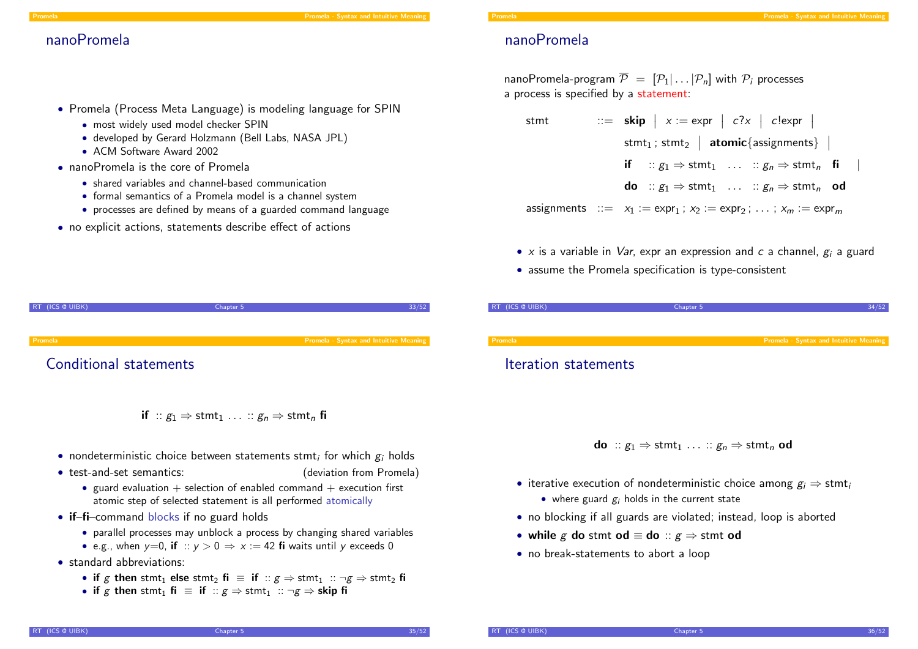## nanoPromela

- Promela (Process Meta Language) is modeling language for SPIN
  - most widely used model checker SPIN
  - developed by Gerard Holzmann (Bell Labs, NASA JPL)
  - ACM Software Award 2002
- nanoPromela is the core of Promela
  - shared variables and channel-based communication
  - formal semantics of a Promela model is a channel system
  - processes are defined by means of a guarded command language
- no explicit actions, statements describe effect of actions

## nanoPromela

nanoPromela-program $\overline{\mathcal{P}} = [\mathcal{P}_1 | \dots | \mathcal{P}_n]$ with $\mathcal{P}_i$ processes
a process is specified by a statement:

$$
\begin{array}{lll}
\text{stmt} & ::= & \textbf{skip} \mid x := \text{expr} \mid c?x \mid c!\text{expr} \mid \\
& & \text{stmt}_1 \,;\, \text{stmt}_2 \mid \textbf{atomic}\{\text{assignments}\} \mid \\
& & \textbf{if} \quad :: g_1 \Rightarrow \text{stmt}_1 \quad \dots \quad :: g_n \Rightarrow \text{stmt}_n \quad \textbf{fi} \quad \mid \\
& & \textbf{do} \quad :: g_1 \Rightarrow \text{stmt}_1 \quad \dots \quad :: g_n \Rightarrow \text{stmt}_n \quad \textbf{od} \\
\text{assignments} & ::= & x_1 := \text{expr}_1 \,;\, x_2 := \text{expr}_2 \,;\, \dots \,;\, x_m := \text{expr}_m
\end{array}
$$

- $x$ is a variable in $Var$, expr an expression and $c$ a channel, $g_i$ a guard
- assume the Promela specification is type-consistent

## Conditional statements

$$\textbf{if} \ :: g_1 \Rightarrow \text{stmt}_1 \ \dots \ :: g_n \Rightarrow \text{stmt}_n \ \textbf{fi}$$

- nondeterministic choice between statements $\text{stmt}_i$ for which $g_i$ holds
- test-and-set semantics: (deviation from Promela)
  - guard evaluation + selection of enabled command + execution first atomic step of selected statement is all performed atomically
- **if**–**fi**–command blocks if no guard holds
  - parallel processes may unblock a process by changing shared variables
  - e.g., when $y$=0, **if** $:: y > 0 \Rightarrow x := 42$ **fi** waits until $y$ exceeds 0
- standard abbreviations:
  - **if** $g$ **then** $\text{stmt}_1$ **else** $\text{stmt}_2$ **fi** $\equiv$ **if** $:: g \Rightarrow \text{stmt}_1 \ :: \neg g \Rightarrow \text{stmt}_2$ **fi**
  - **if** $g$ **then** $\text{stmt}_1$ **fi** $\equiv$ **if** $:: g \Rightarrow \text{stmt}_1 \ :: \neg g \Rightarrow$ **skip fi**

## Iteration statements

$$\textbf{do} \ :: g_1 \Rightarrow \text{stmt}_1 \ \dots \ :: g_n \Rightarrow \text{stmt}_n \ \textbf{od}$$

- iterative execution of nondeterministic choice among $g_i \Rightarrow \text{stmt}_i$
  - where guard $g_i$ holds in the current state
- no blocking if all guards are violated; instead, loop is aborted
- **while** $g$ **do** stmt **od** $\equiv$ **do** $:: g \Rightarrow$ stmt **od**
- no break-statements to abort a loop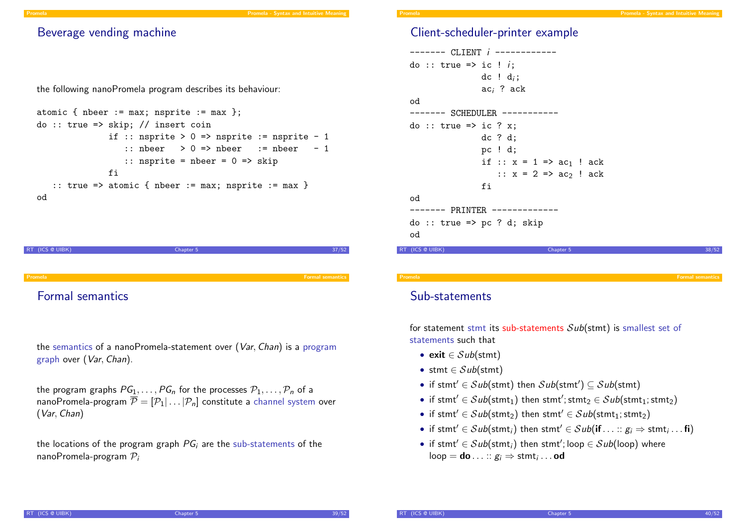## Beverage vending machine

the following nanoPromela program describes its behaviour:

```
atomic { nbeer := max; nsprite := max };
do :: true => skip; // insert coin
              if :: nsprite > 0 => nsprite := nsprite - 1
                 :: nbeer   > 0 => nbeer   := nbeer   - 1
                 :: nsprite = nbeer = 0 => skip
              fi
   :: true => atomic { nbeer := max; nsprite := max }
od
```

## Client-scheduler-printer example

```
------- CLIENT i ------------
do :: true => ic ! i;
              dc ! d_i;
              ac_i ? ack
od
------- SCHEDULER -----------
do :: true => ic ? x;
              dc ? d;
              pc ! d;
              if :: x = 1 => ac_1 ! ack
                 :: x = 2 => ac_2 ! ack
              fi
od
------- PRINTER -------------
do :: true => pc ? d; skip
od
```

## Formal semantics

the semantics of a nanoPromela-statement over $(Var, Chan)$ is a program graph over $(Var, Chan)$.

the program graphs $PG_1, \ldots, PG_n$ for the processes $\mathcal{P}_1, \ldots, \mathcal{P}_n$ of a nanoPromela-program $\overline{\mathcal{P}} = [\mathcal{P}_1 | \ldots | \mathcal{P}_n]$ constitute a channel system over $(Var, Chan)$

the locations of the program graph $PG_i$ are the sub-statements of the nanoPromela-program $\mathcal{P}_i$

## Sub-statements

for statement stmt its sub-statements $\mathcal{S}ub(\text{stmt})$ is smallest set of statements such that

- $\textbf{exit} \in \mathcal{S}ub(\text{stmt})$
- $\text{stmt} \in \mathcal{S}ub(\text{stmt})$
- if $\text{stmt}' \in \mathcal{S}ub(\text{stmt})$ then $\mathcal{S}ub(\text{stmt}') \subseteq \mathcal{S}ub(\text{stmt})$
- if $\text{stmt}' \in \mathcal{S}ub(\text{stmt}_1)$ then $\text{stmt}'; \text{stmt}_2 \in \mathcal{S}ub(\text{stmt}_1; \text{stmt}_2)$
- if $\text{stmt}' \in \mathcal{S}ub(\text{stmt}_2)$ then $\text{stmt}' \in \mathcal{S}ub(\text{stmt}_1; \text{stmt}_2)$
- if $\text{stmt}' \in \mathcal{S}ub(\text{stmt}_i)$ then $\text{stmt}' \in \mathcal{S}ub(\textbf{if} \ldots :: g_i \Rightarrow \text{stmt}_i \ldots \textbf{fi})$
- if $\text{stmt}' \in \mathcal{S}ub(\text{stmt}_i)$ then $\text{stmt}'; \text{loop} \in \mathcal{S}ub(\text{loop})$ where $\text{loop} = \textbf{do} \ldots :: g_i \Rightarrow \text{stmt}_i \ldots \textbf{od}$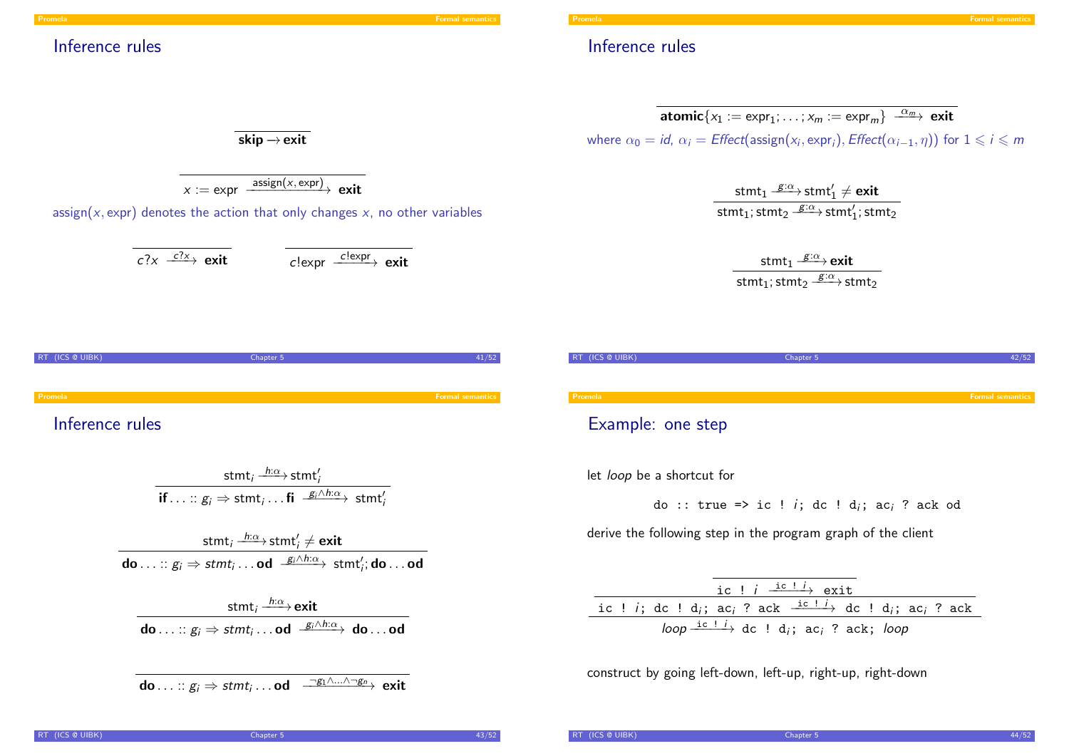## Inference rules

$$\frac{}{\textbf{skip} \rightarrow \textbf{exit}}$$

$$\frac{}{x := \text{expr} \xrightarrow{\text{assign}(x,\, \text{expr})} \textbf{exit}}$$

assign($x$, expr) denotes the action that only changes $x$, no other variables

$$\frac{}{c?x \xrightarrow{c?x} \textbf{exit}} \qquad \frac{}{c!\text{expr} \xrightarrow{c!\text{expr}} \textbf{exit}}$$

## Inference rules

$$\frac{}{\textbf{atomic}\{x_1 := \text{expr}_1; \ldots; x_m := \text{expr}_m\} \xrightarrow{\alpha_m} \textbf{exit}}$$

where $\alpha_0 = id$, $\alpha_i = \mathit{Effect}(\text{assign}(x_i, \text{expr}_i), \mathit{Effect}(\alpha_{i-1}, \eta))$ for $1 \leqslant i \leqslant m$

$$\frac{\text{stmt}_1 \xrightarrow{g:\alpha} \text{stmt}_1' \neq \textbf{exit}}{\text{stmt}_1; \text{stmt}_2 \xrightarrow{g:\alpha} \text{stmt}_1'; \text{stmt}_2}$$

$$\frac{\text{stmt}_1 \xrightarrow{g:\alpha} \textbf{exit}}{\text{stmt}_1; \text{stmt}_2 \xrightarrow{g:\alpha} \text{stmt}_2}$$

## Inference rules

$$\frac{\text{stmt}_i \xrightarrow{h:\alpha} \text{stmt}_i'}{\textbf{if} \ldots :: g_i \Rightarrow \text{stmt}_i \ldots \textbf{fi} \xrightarrow{g_i \wedge h:\alpha} \text{stmt}_i'}$$

$$\frac{\text{stmt}_i \xrightarrow{h:\alpha} \text{stmt}_i' \neq \textbf{exit}}{\textbf{do} \ldots :: g_i \Rightarrow \mathit{stmt}_i \ldots \textbf{od} \xrightarrow{g_i \wedge h:\alpha} \text{stmt}_i'; \textbf{do} \ldots \textbf{od}}$$

$$\frac{\text{stmt}_i \xrightarrow{h:\alpha} \textbf{exit}}{\textbf{do} \ldots :: g_i \Rightarrow \mathit{stmt}_i \ldots \textbf{od} \xrightarrow{g_i \wedge h:\alpha} \textbf{do} \ldots \textbf{od}}$$

$$\frac{}{\textbf{do} \ldots :: g_i \Rightarrow \mathit{stmt}_i \ldots \textbf{od} \xrightarrow{\neg g_1 \wedge \ldots \wedge \neg g_n} \textbf{exit}}$$

## Example: one step

let *loop* be a shortcut for

```
do :: true => ic ! i; dc ! d_i; ac_i ? ack od
```

derive the following step in the program graph of the client

$$\dfrac{\dfrac{\dfrac{}{\texttt{ic ! } i \xrightarrow{\texttt{ic ! } i} \texttt{exit}}}{\texttt{ic ! } i\texttt{; dc ! d}_i\texttt{; ac}_i\texttt{ ? ack} \xrightarrow{\texttt{ic ! } i} \texttt{dc ! d}_i\texttt{; ac}_i\texttt{ ? ack}}}{\mathit{loop} \xrightarrow{\texttt{ic ! } i} \texttt{dc ! d}_i\texttt{; ac}_i\texttt{ ? ack; } \mathit{loop}}$$

construct by going left-down, left-up, right-up, right-down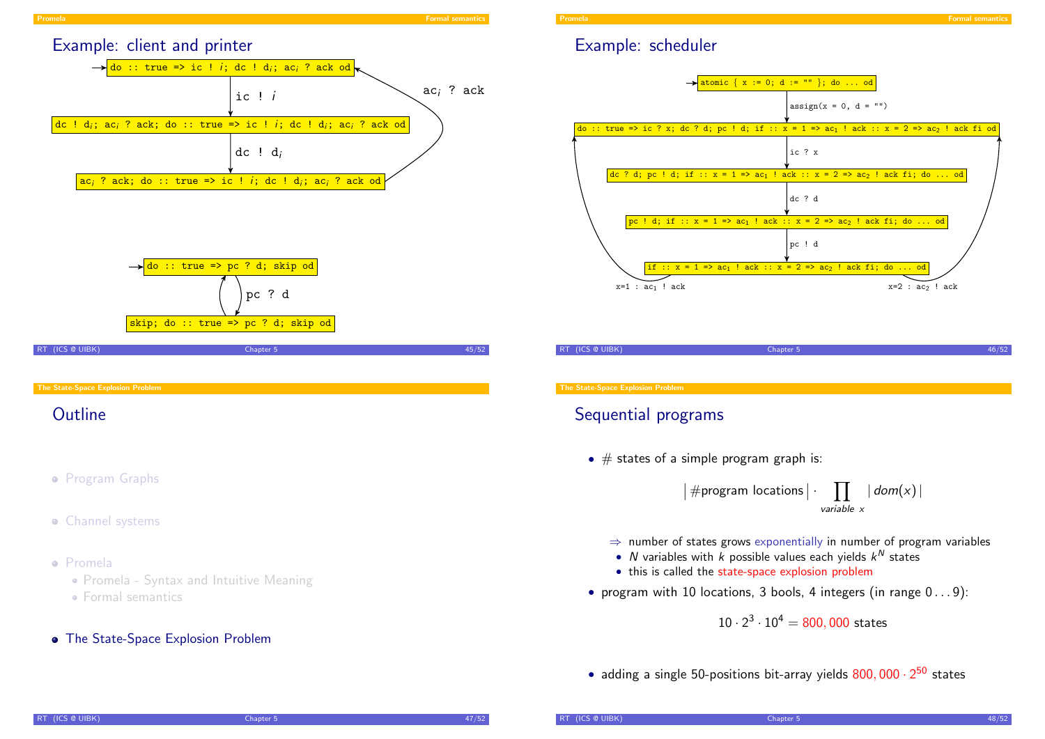## Example: client and printer

```
→ do :: true => ic ! i; dc ! d_i; ac_i ? ack od
        | ic ! i
        v
  dc ! d_i; ac_i ? ack; do :: true => ic ! i; dc ! d_i; ac_i ? ack od
        | dc ! d_i
        v
  ac_i ? ack; do :: true => ic ! i; dc ! d_i; ac_i ? ack od
        | ac_i ? ack  (back to initial state)
```

```
→ do :: true => pc ? d; skip od
        | pc ? d
        v
  skip; do :: true => pc ? d; skip od
        | (back to initial state)
```

## Example: scheduler

```
→ atomic { x := 0; d := "" }; do ... od
        | assign(x = 0, d = "")
        v
  do :: true => ic ? x; dc ? d; pc ! d; if :: x = 1 => ac_1 ! ack :: x = 2 => ac_2 ! ack fi od
        | ic ? x
        v
  dc ? d; pc ! d; if :: x = 1 => ac_1 ! ack :: x = 2 => ac_2 ! ack fi; do ... od
        | dc ? d
        v
  pc ! d; if :: x = 1 => ac_1 ! ack :: x = 2 => ac_2 ! ack fi; do ... od
        | pc ! d
        v
  if :: x = 1 => ac_1 ! ack :: x = 2 => ac_2 ! ack fi; do ... od
        | x=1 : ac_1 ! ack  (back to do ... od)
        | x=2 : ac_2 ! ack  (back to do ... od)
```

## Outline

- Program Graphs
- Channel systems
- Promela
  - Promela - Syntax and Intuitive Meaning
  - Formal semantics
- The State-Space Explosion Problem

## Sequential programs

- # states of a simple program graph is:

$$\left|\#\text{program locations}\right| \cdot \prod_{\text{variable } x} \left|\, dom(x) \,\right|$$

  ⇒ number of states grows exponentially in number of program variables
  - $N$ variables with $k$ possible values each yields $k^N$ states
  - this is called the state-space explosion problem

- program with 10 locations, 3 bools, 4 integers (in range $0 \ldots 9$):

$$10 \cdot 2^3 \cdot 10^4 = 800,000 \text{ states}$$

- adding a single 50-positions bit-array yields $800,000 \cdot 2^{50}$ states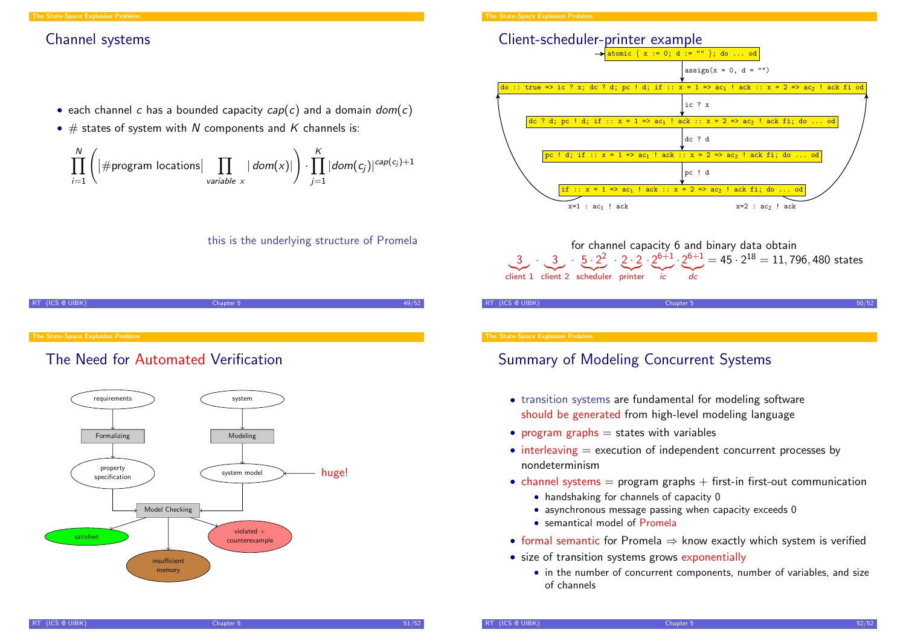## Channel systems

- each channel $c$ has a bounded capacity $cap(c)$ and a domain $dom(c)$
- # states of system with $N$ components and $K$ channels is:

$$\prod_{i=1}^{N} \left( |\#\text{program locations}| \prod_{\textit{variable } x} |\, dom(x)| \right) \cdot \prod_{j=1}^{K} |dom(c_j)|^{cap(c_j)+1}$$

this is the underlying structure of Promela

## Client-scheduler-printer example

```
atomic { x := 0; d := "" }; do ... od
    assign(x = 0, d = "")
do :: true => ic ? x; dc ? d; pc ! d; if :: x = 1 => ac1 ! ack :: x = 2 => ac2 ! ack fi od
    ic ? x
dc ? d; pc ! d; if :: x = 1 => ac1 ! ack :: x = 2 => ac2 ! ack fi; do ... od
    dc ? d
pc ! d; if :: x = 1 => ac1 ! ack :: x = 2 => ac2 ! ack fi; do ... od
    pc ! d
if :: x = 1 => ac1 ! ack :: x = 2 => ac2 ! ack fi; do ... od
x=1 : ac1 ! ack        x=2 : ac2 ! ack
```

for channel capacity 6 and binary data obtain

$$\underbrace{3}_{\text{client 1}} \cdot \underbrace{3}_{\text{client 2}} \cdot \underbrace{5 \cdot 2^2}_{\text{scheduler}} \cdot \underbrace{2 \cdot 2}_{\text{printer}} \cdot \underbrace{2^{6+1}}_{ic} \cdot \underbrace{2^{6+1}}_{dc} = 45 \cdot 2^{18} = 11{,}796{,}480 \text{ states}$$

## The Need for Automated Verification

requirements

Formalizing

property specification

system

Modeling

system model

huge!

Model Checking

satisfied

insufficient memory

violated + counterexample

## Summary of Modeling Concurrent Systems

- transition systems are fundamental for modeling software should be generated from high-level modeling language
- program graphs = states with variables
- interleaving = execution of independent concurrent processes by nondeterminism
- channel systems = program graphs + first-in first-out communication
  - handshaking for channels of capacity 0
  - asynchronous message passing when capacity exceeds 0
  - semantical model of Promela
- formal semantic for Promela ⇒ know exactly which system is verified
- size of transition systems grows exponentially
  - in the number of concurrent components, number of variables, and size of channels